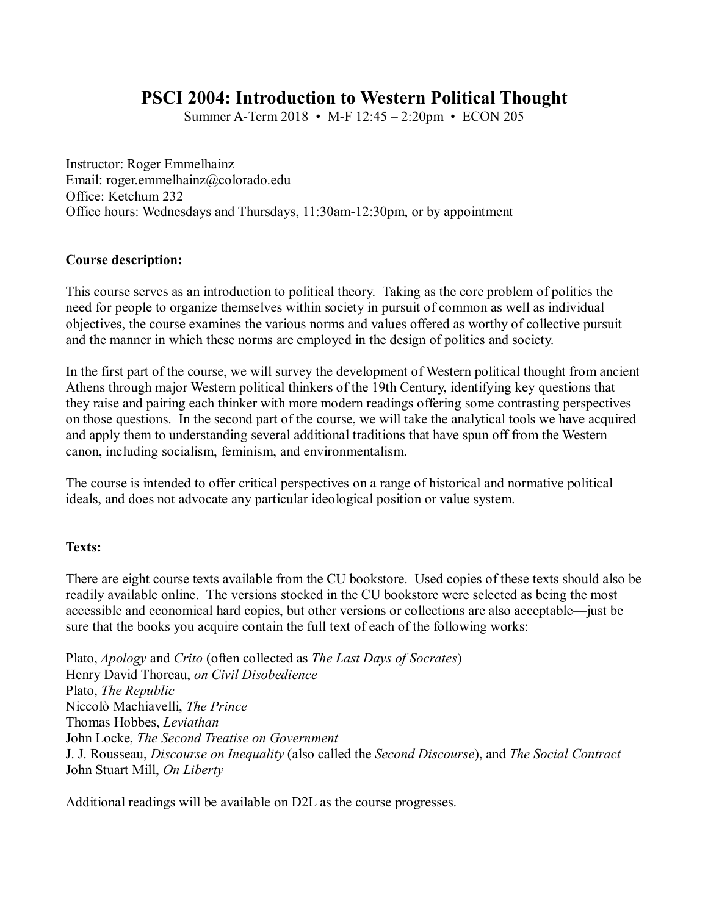# PSCI 2004: Introduction to Western Political Thought

Summer A-Term 2018 • M-F 12:45 – 2:20pm • ECON 205

Instructor: Roger Emmelhainz
Email: roger.emmelhainz@colorado.edu
Office: Ketchum 232
Office hours: Wednesdays and Thursdays, 11:30am-12:30pm, or by appointment

**Course description:**

This course serves as an introduction to political theory. Taking as the core problem of politics the need for people to organize themselves within society in pursuit of common as well as individual objectives, the course examines the various norms and values offered as worthy of collective pursuit and the manner in which these norms are employed in the design of politics and society.

In the first part of the course, we will survey the development of Western political thought from ancient Athens through major Western political thinkers of the 19th Century, identifying key questions that they raise and pairing each thinker with more modern readings offering some contrasting perspectives on those questions. In the second part of the course, we will take the analytical tools we have acquired and apply them to understanding several additional traditions that have spun off from the Western canon, including socialism, feminism, and environmentalism.

The course is intended to offer critical perspectives on a range of historical and normative political ideals, and does not advocate any particular ideological position or value system.

**Texts:**

There are eight course texts available from the CU bookstore. Used copies of these texts should also be readily available online. The versions stocked in the CU bookstore were selected as being the most accessible and economical hard copies, but other versions or collections are also acceptable—just be sure that the books you acquire contain the full text of each of the following works:

Plato, *Apology* and *Crito* (often collected as *The Last Days of Socrates*)
Henry David Thoreau, *on Civil Disobedience*
Plato, *The Republic*
Niccolò Machiavelli, *The Prince*
Thomas Hobbes, *Leviathan*
John Locke, *The Second Treatise on Government*
J. J. Rousseau, *Discourse on Inequality* (also called the *Second Discourse*), and *The Social Contract*
John Stuart Mill, *On Liberty*

Additional readings will be available on D2L as the course progresses.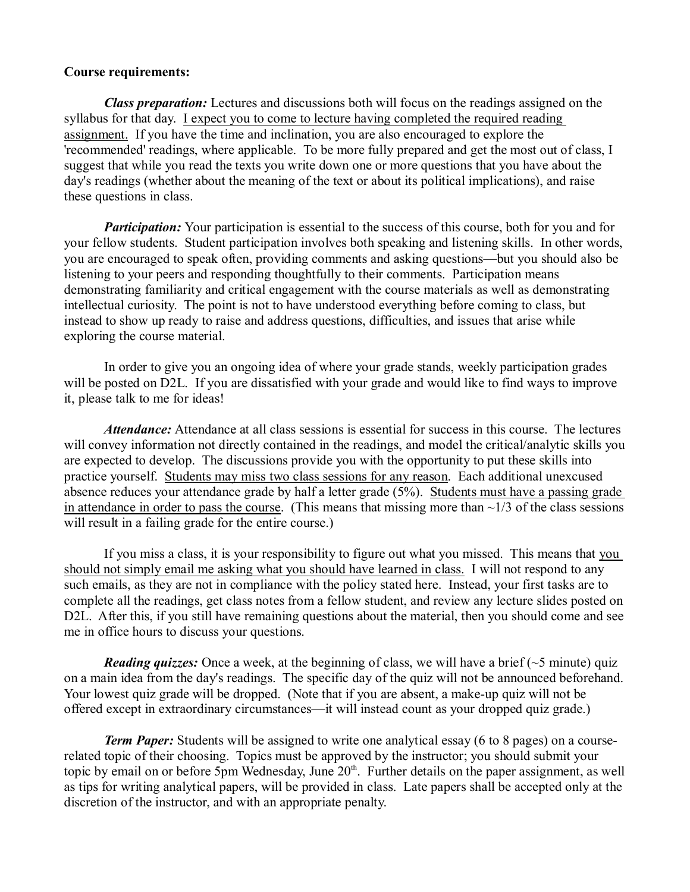**Course requirements:**

***Class preparation:*** Lectures and discussions both will focus on the readings assigned on the syllabus for that day. <u>I expect you to come to lecture having completed the required reading assignment.</u> If you have the time and inclination, you are also encouraged to explore the 'recommended' readings, where applicable. To be more fully prepared and get the most out of class, I suggest that while you read the texts you write down one or more questions that you have about the day's readings (whether about the meaning of the text or about its political implications), and raise these questions in class.

***Participation:*** Your participation is essential to the success of this course, both for you and for your fellow students. Student participation involves both speaking and listening skills. In other words, you are encouraged to speak often, providing comments and asking questions—but you should also be listening to your peers and responding thoughtfully to their comments. Participation means demonstrating familiarity and critical engagement with the course materials as well as demonstrating intellectual curiosity. The point is not to have understood everything before coming to class, but instead to show up ready to raise and address questions, difficulties, and issues that arise while exploring the course material.

In order to give you an ongoing idea of where your grade stands, weekly participation grades will be posted on D2L. If you are dissatisfied with your grade and would like to find ways to improve it, please talk to me for ideas!

***Attendance:*** Attendance at all class sessions is essential for success in this course. The lectures will convey information not directly contained in the readings, and model the critical/analytic skills you are expected to develop. The discussions provide you with the opportunity to put these skills into practice yourself. <u>Students may miss two class sessions for any reason</u>. Each additional unexcused absence reduces your attendance grade by half a letter grade (5%). <u>Students must have a passing grade in attendance in order to pass the course</u>. (This means that missing more than ~1/3 of the class sessions will result in a failing grade for the entire course.)

If you miss a class, it is your responsibility to figure out what you missed. This means that <u>you should not simply email me asking what you should have learned in class.</u> I will not respond to any such emails, as they are not in compliance with the policy stated here. Instead, your first tasks are to complete all the readings, get class notes from a fellow student, and review any lecture slides posted on D2L. After this, if you still have remaining questions about the material, then you should come and see me in office hours to discuss your questions.

***Reading quizzes:*** Once a week, at the beginning of class, we will have a brief (~5 minute) quiz on a main idea from the day's readings. The specific day of the quiz will not be announced beforehand. Your lowest quiz grade will be dropped. (Note that if you are absent, a make-up quiz will not be offered except in extraordinary circumstances—it will instead count as your dropped quiz grade.)

***Term Paper:*** Students will be assigned to write one analytical essay (6 to 8 pages) on a course-related topic of their choosing. Topics must be approved by the instructor; you should submit your topic by email on or before 5pm Wednesday, June 20th. Further details on the paper assignment, as well as tips for writing analytical papers, will be provided in class. Late papers shall be accepted only at the discretion of the instructor, and with an appropriate penalty.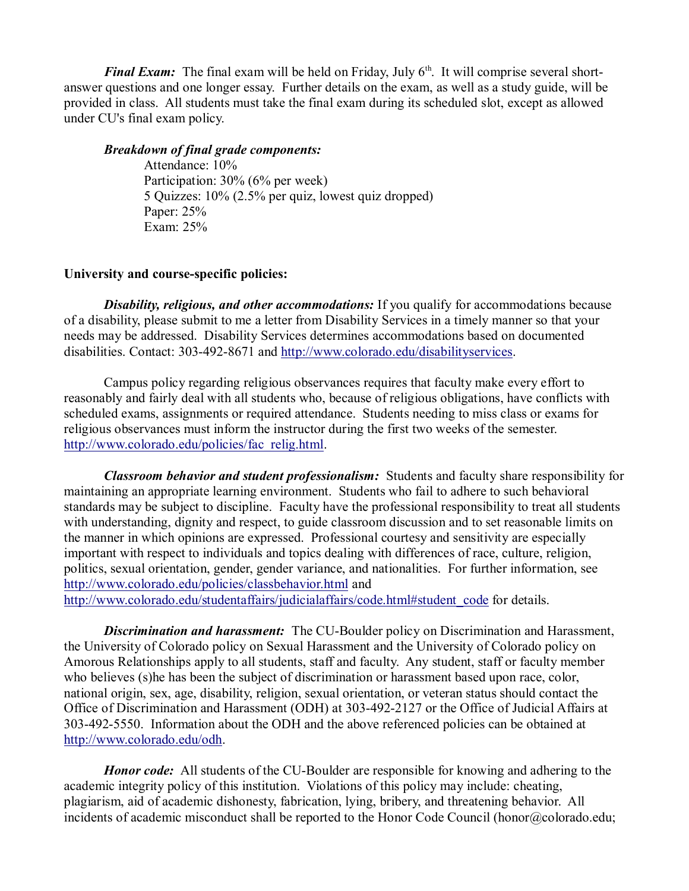***Final Exam:*** The final exam will be held on Friday, July 6th. It will comprise several short-answer questions and one longer essay. Further details on the exam, as well as a study guide, will be provided in class. All students must take the final exam during its scheduled slot, except as allowed under CU's final exam policy.

***Breakdown of final grade components:***

Attendance: 10%
Participation: 30% (6% per week)
5 Quizzes: 10% (2.5% per quiz, lowest quiz dropped)
Paper: 25%
Exam: 25%

**University and course-specific policies:**

***Disability, religious, and other accommodations:*** If you qualify for accommodations because of a disability, please submit to me a letter from Disability Services in a timely manner so that your needs may be addressed. Disability Services determines accommodations based on documented disabilities. Contact: 303-492-8671 and http://www.colorado.edu/disabilityservices.

Campus policy regarding religious observances requires that faculty make every effort to reasonably and fairly deal with all students who, because of religious obligations, have conflicts with scheduled exams, assignments or required attendance. Students needing to miss class or exams for religious observances must inform the instructor during the first two weeks of the semester. http://www.colorado.edu/policies/fac_relig.html.

***Classroom behavior and student professionalism:*** Students and faculty share responsibility for maintaining an appropriate learning environment. Students who fail to adhere to such behavioral standards may be subject to discipline. Faculty have the professional responsibility to treat all students with understanding, dignity and respect, to guide classroom discussion and to set reasonable limits on the manner in which opinions are expressed. Professional courtesy and sensitivity are especially important with respect to individuals and topics dealing with differences of race, culture, religion, politics, sexual orientation, gender, gender variance, and nationalities. For further information, see http://www.colorado.edu/policies/classbehavior.html and http://www.colorado.edu/studentaffairs/judicialaffairs/code.html#student_code for details.

***Discrimination and harassment:*** The CU-Boulder policy on Discrimination and Harassment, the University of Colorado policy on Sexual Harassment and the University of Colorado policy on Amorous Relationships apply to all students, staff and faculty. Any student, staff or faculty member who believes (s)he has been the subject of discrimination or harassment based upon race, color, national origin, sex, age, disability, religion, sexual orientation, or veteran status should contact the Office of Discrimination and Harassment (ODH) at 303-492-2127 or the Office of Judicial Affairs at 303-492-5550. Information about the ODH and the above referenced policies can be obtained at http://www.colorado.edu/odh.

***Honor code:*** All students of the CU-Boulder are responsible for knowing and adhering to the academic integrity policy of this institution. Violations of this policy may include: cheating, plagiarism, aid of academic dishonesty, fabrication, lying, bribery, and threatening behavior. All incidents of academic misconduct shall be reported to the Honor Code Council (honor@colorado.edu;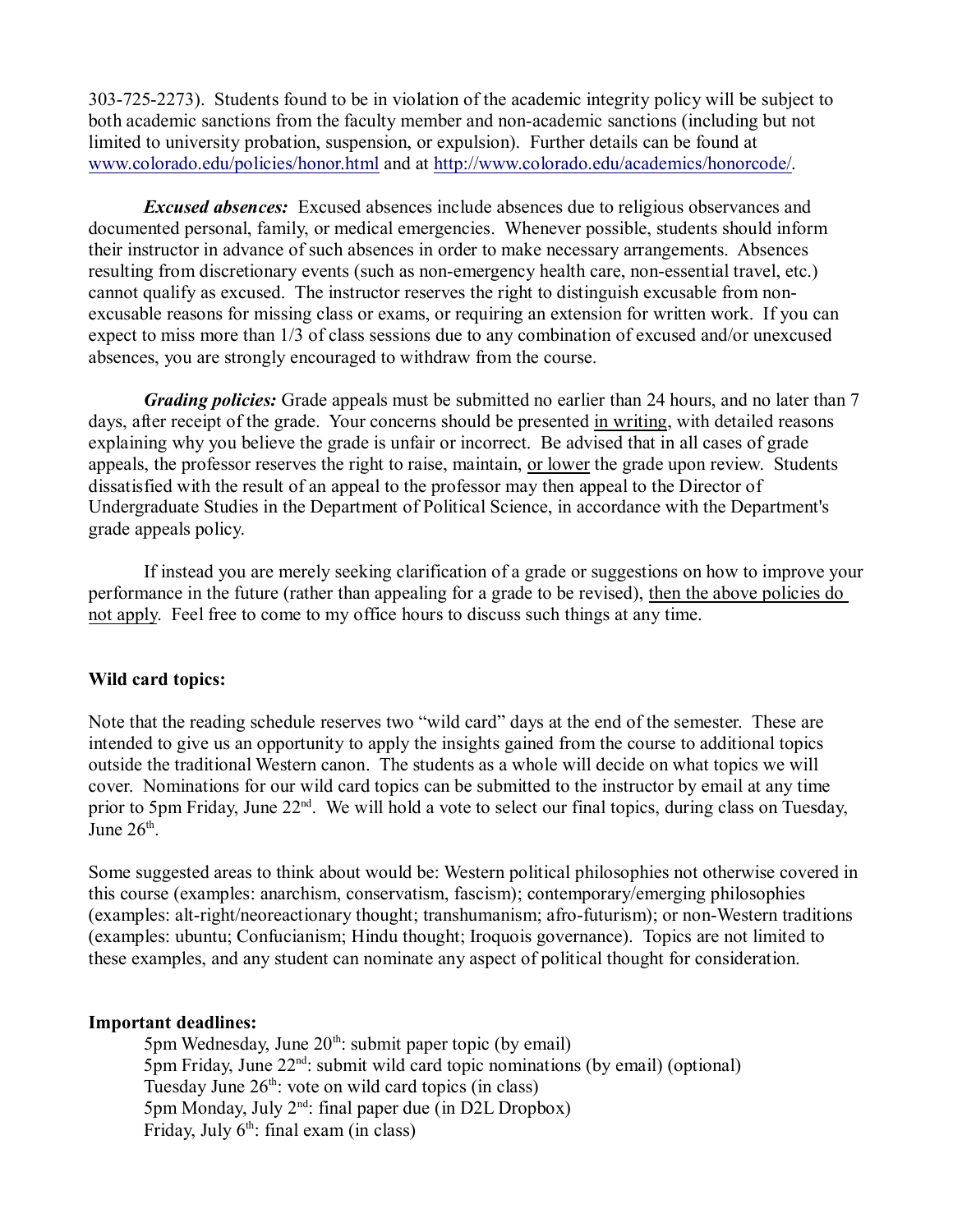303-725-2273). Students found to be in violation of the academic integrity policy will be subject to both academic sanctions from the faculty member and non-academic sanctions (including but not limited to university probation, suspension, or expulsion). Further details can be found at [www.colorado.edu/policies/honor.html](www.colorado.edu/policies/honor.html) and at [http://www.colorado.edu/academics/honorcode/](http://www.colorado.edu/academics/honorcode/).

***Excused absences:*** Excused absences include absences due to religious observances and documented personal, family, or medical emergencies. Whenever possible, students should inform their instructor in advance of such absences in order to make necessary arrangements. Absences resulting from discretionary events (such as non-emergency health care, non-essential travel, etc.) cannot qualify as excused. The instructor reserves the right to distinguish excusable from non-excusable reasons for missing class or exams, or requiring an extension for written work. If you can expect to miss more than 1/3 of class sessions due to any combination of excused and/or unexcused absences, you are strongly encouraged to withdraw from the course.

***Grading policies:*** Grade appeals must be submitted no earlier than 24 hours, and no later than 7 days, after receipt of the grade. Your concerns should be presented <u>in writing</u>, with detailed reasons explaining why you believe the grade is unfair or incorrect. Be advised that in all cases of grade appeals, the professor reserves the right to raise, maintain, <u>or lower</u> the grade upon review. Students dissatisfied with the result of an appeal to the professor may then appeal to the Director of Undergraduate Studies in the Department of Political Science, in accordance with the Department's grade appeals policy.

If instead you are merely seeking clarification of a grade or suggestions on how to improve your performance in the future (rather than appealing for a grade to be revised), <u>then the above policies do not apply</u>. Feel free to come to my office hours to discuss such things at any time.

**Wild card topics:**

Note that the reading schedule reserves two "wild card" days at the end of the semester. These are intended to give us an opportunity to apply the insights gained from the course to additional topics outside the traditional Western canon. The students as a whole will decide on what topics we will cover. Nominations for our wild card topics can be submitted to the instructor by email at any time prior to 5pm Friday, June 22nd. We will hold a vote to select our final topics, during class on Tuesday, June 26th.

Some suggested areas to think about would be: Western political philosophies not otherwise covered in this course (examples: anarchism, conservatism, fascism); contemporary/emerging philosophies (examples: alt-right/neoreactionary thought; transhumanism; afro-futurism); or non-Western traditions (examples: ubuntu; Confucianism; Hindu thought; Iroquois governance). Topics are not limited to these examples, and any student can nominate any aspect of political thought for consideration.

**Important deadlines:**

5pm Wednesday, June 20th: submit paper topic (by email)
5pm Friday, June 22nd: submit wild card topic nominations (by email) (optional)
Tuesday June 26th: vote on wild card topics (in class)
5pm Monday, July 2nd: final paper due (in D2L Dropbox)
Friday, July 6th: final exam (in class)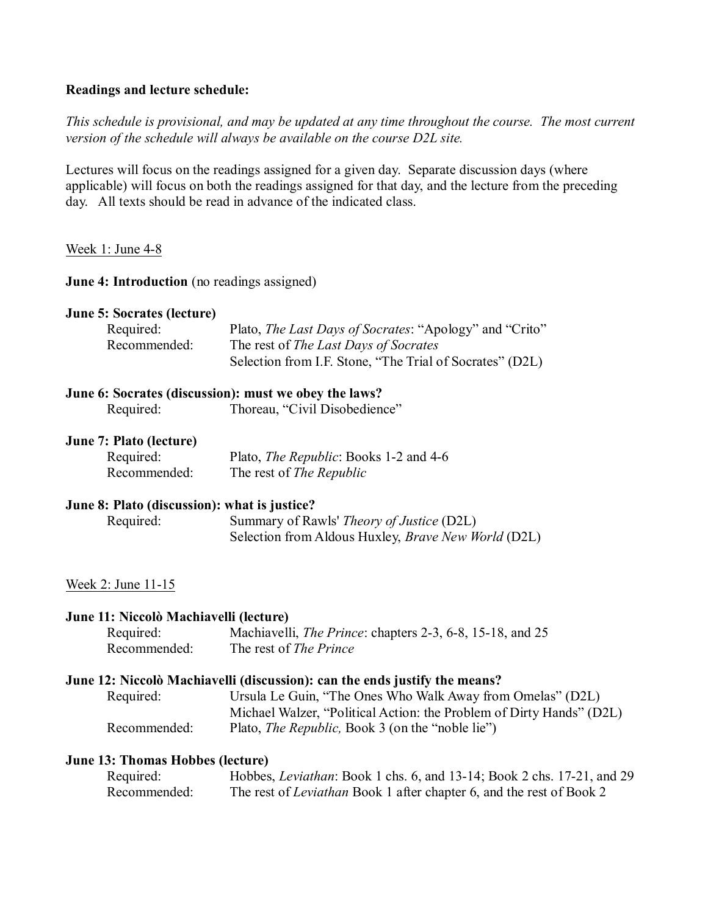**Readings and lecture schedule:**

*This schedule is provisional, and may be updated at any time throughout the course. The most current version of the schedule will always be available on the course D2L site.*

Lectures will focus on the readings assigned for a given day. Separate discussion days (where applicable) will focus on both the readings assigned for that day, and the lecture from the preceding day. All texts should be read in advance of the indicated class.

Week 1: June 4-8

**June 4: Introduction** (no readings assigned)

**June 5: Socrates (lecture)**

Required: Plato, *The Last Days of Socrates*: "Apology" and "Crito"

Recommended: The rest of *The Last Days of Socrates*
Selection from I.F. Stone, "The Trial of Socrates" (D2L)

**June 6: Socrates (discussion): must we obey the laws?**

Required: Thoreau, "Civil Disobedience"

**June 7: Plato (lecture)**

Required: Plato, *The Republic*: Books 1-2 and 4-6

Recommended: The rest of *The Republic*

**June 8: Plato (discussion): what is justice?**

Required: Summary of Rawls' *Theory of Justice* (D2L)
Selection from Aldous Huxley, *Brave New World* (D2L)

Week 2: June 11-15

**June 11: Niccolò Machiavelli (lecture)**

Required: Machiavelli, *The Prince*: chapters 2-3, 6-8, 15-18, and 25

Recommended: The rest of *The Prince*

**June 12: Niccolò Machiavelli (discussion): can the ends justify the means?**

Required: Ursula Le Guin, "The Ones Who Walk Away from Omelas" (D2L)
Michael Walzer, "Political Action: the Problem of Dirty Hands" (D2L)

Recommended: Plato, *The Republic,* Book 3 (on the "noble lie")

**June 13: Thomas Hobbes (lecture)**

Required: Hobbes, *Leviathan*: Book 1 chs. 6, and 13-14; Book 2 chs. 17-21, and 29

Recommended: The rest of *Leviathan* Book 1 after chapter 6, and the rest of Book 2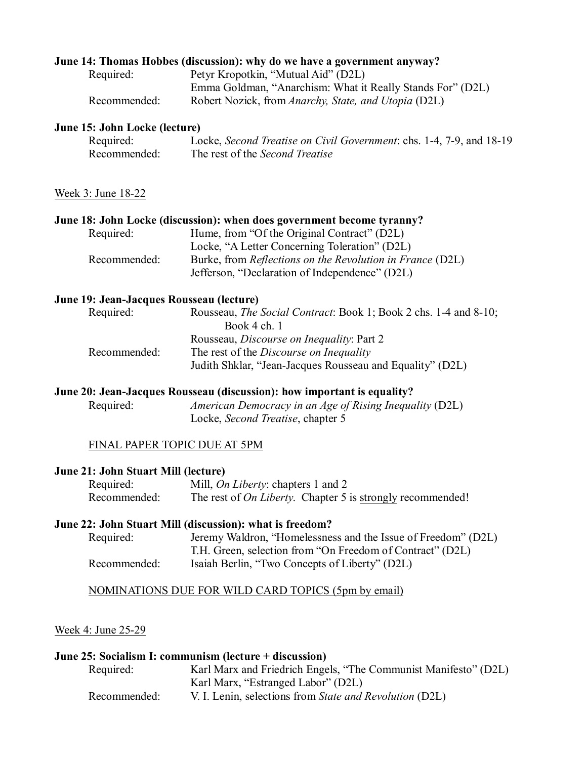**June 14: Thomas Hobbes (discussion): why do we have a government anyway?**

Required: Petyr Kropotkin, "Mutual Aid" (D2L)
Emma Goldman, "Anarchism: What it Really Stands For" (D2L)

Recommended: Robert Nozick, from *Anarchy, State, and Utopia* (D2L)

**June 15: John Locke (lecture)**

Required: Locke, *Second Treatise on Civil Government*: chs. 1-4, 7-9, and 18-19

Recommended: The rest of the *Second Treatise*

<u>Week 3: June 18-22</u>

**June 18: John Locke (discussion): when does government become tyranny?**

Required: Hume, from "Of the Original Contract" (D2L)
Locke, "A Letter Concerning Toleration" (D2L)

Recommended: Burke, from *Reflections on the Revolution in France* (D2L)
Jefferson, "Declaration of Independence" (D2L)

**June 19: Jean-Jacques Rousseau (lecture)**

Required: Rousseau, *The Social Contract*: Book 1; Book 2 chs. 1-4 and 8-10; Book 4 ch. 1
Rousseau, *Discourse on Inequality*: Part 2

Recommended: The rest of the *Discourse on Inequality*
Judith Shklar, "Jean-Jacques Rousseau and Equality" (D2L)

**June 20: Jean-Jacques Rousseau (discussion): how important is equality?**

Required: *American Democracy in an Age of Rising Inequality* (D2L)
Locke, *Second Treatise*, chapter 5

<u>FINAL PAPER TOPIC DUE AT 5PM</u>

**June 21: John Stuart Mill (lecture)**

Required: Mill, *On Liberty*: chapters 1 and 2

Recommended: The rest of *On Liberty*. Chapter 5 is <u>strongly</u> recommended!

**June 22: John Stuart Mill (discussion): what is freedom?**

Required: Jeremy Waldron, "Homelessness and the Issue of Freedom" (D2L)
T.H. Green, selection from "On Freedom of Contract" (D2L)

Recommended: Isaiah Berlin, "Two Concepts of Liberty" (D2L)

<u>NOMINATIONS DUE FOR WILD CARD TOPICS (5pm by email)</u>

<u>Week 4: June 25-29</u>

**June 25: Socialism I: communism (lecture + discussion)**

Required: Karl Marx and Friedrich Engels, "The Communist Manifesto" (D2L)
Karl Marx, "Estranged Labor" (D2L)

Recommended: V. I. Lenin, selections from *State and Revolution* (D2L)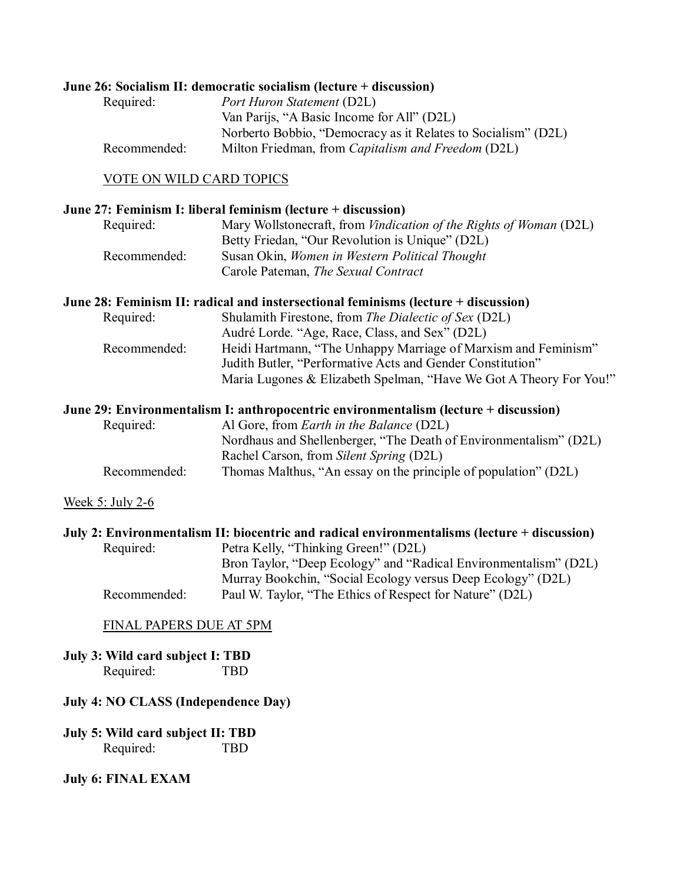**June 26: Socialism II: democratic socialism (lecture + discussion)**

| | |
|---|---|
| Required: | *Port Huron Statement* (D2L) |
| | Van Parijs, "A Basic Income for All" (D2L) |
| | Norberto Bobbio, "Democracy as it Relates to Socialism" (D2L) |
| Recommended: | Milton Friedman, from *Capitalism and Freedom* (D2L) |

<u>VOTE ON WILD CARD TOPICS</u>

**June 27: Feminism I: liberal feminism (lecture + discussion)**

| | |
|---|---|
| Required: | Mary Wollstonecraft, from *Vindication of the Rights of Woman* (D2L) |
| | Betty Friedan, "Our Revolution is Unique" (D2L) |
| Recommended: | Susan Okin, *Women in Western Political Thought* |
| | Carole Pateman, *The Sexual Contract* |

**June 28: Feminism II: radical and instersectional feminisms (lecture + discussion)**

| | |
|---|---|
| Required: | Shulamith Firestone, from *The Dialectic of Sex* (D2L) |
| | Audré Lorde. "Age, Race, Class, and Sex" (D2L) |
| Recommended: | Heidi Hartmann, "The Unhappy Marriage of Marxism and Feminism" |
| | Judith Butler, "Performative Acts and Gender Constitution" |
| | Maria Lugones & Elizabeth Spelman, "Have We Got A Theory For You!" |

**June 29: Environmentalism I: anthropocentric environmentalism (lecture + discussion)**

| | |
|---|---|
| Required: | Al Gore, from *Earth in the Balance* (D2L) |
| | Nordhaus and Shellenberger, "The Death of Environmentalism" (D2L) |
| | Rachel Carson, from *Silent Spring* (D2L) |
| Recommended: | Thomas Malthus, "An essay on the principle of population" (D2L) |

<u>Week 5: July 2-6</u>

**July 2: Environmentalism II: biocentric and radical environmentalisms (lecture + discussion)**

| | |
|---|---|
| Required: | Petra Kelly, "Thinking Green!" (D2L) |
| | Bron Taylor, "Deep Ecology" and "Radical Environmentalism" (D2L) |
| | Murray Bookchin, "Social Ecology versus Deep Ecology" (D2L) |
| Recommended: | Paul W. Taylor, "The Ethics of Respect for Nature" (D2L) |

<u>FINAL PAPERS DUE AT 5PM</u>

**July 3: Wild card subject I: TBD**

Required: TBD

**July 4: NO CLASS (Independence Day)**

**July 5: Wild card subject II: TBD**

Required: TBD

**July 6: FINAL EXAM**